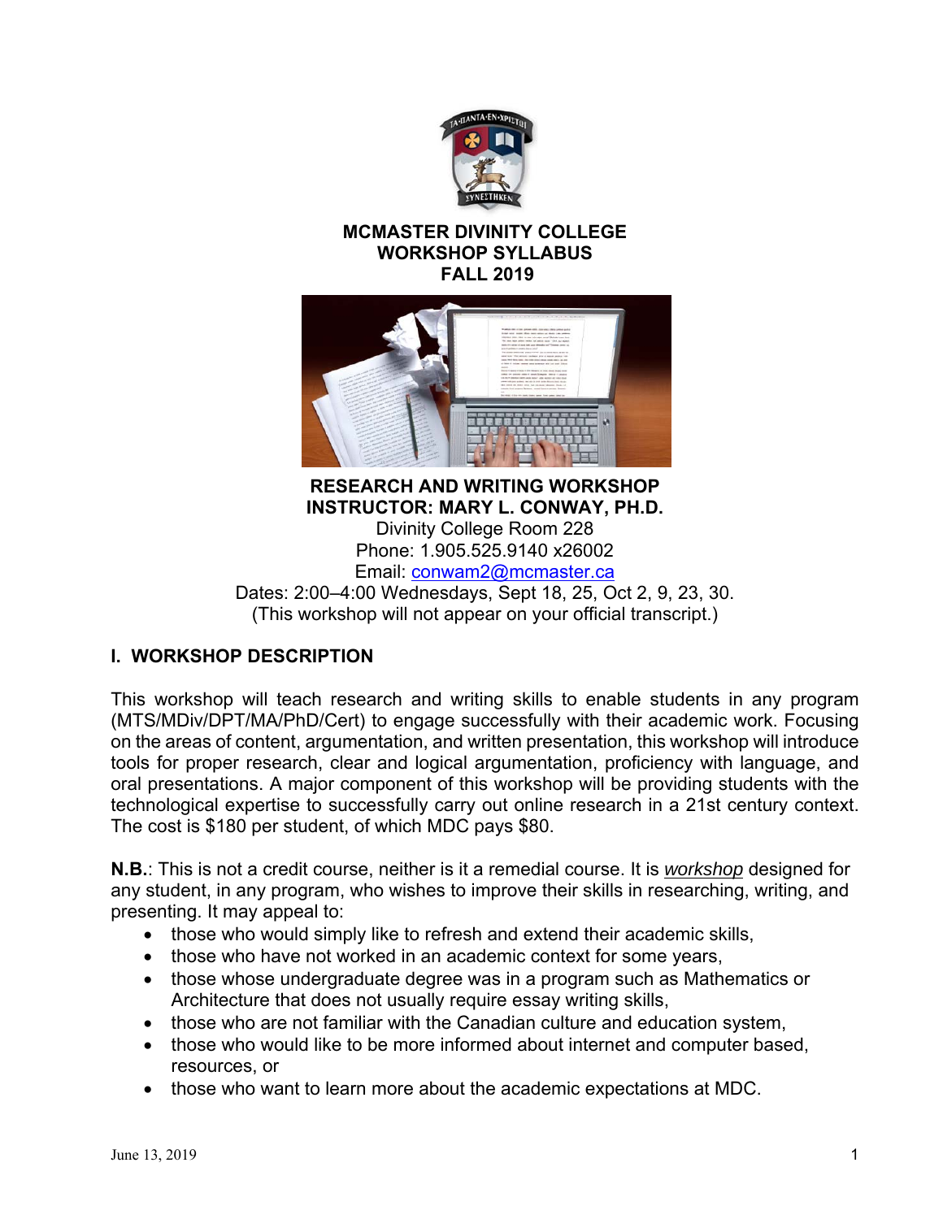**MCMASTER DIVINITY COLLEGE**
**WORKSHOP SYLLABUS**
**FALL 2019**

# RESEARCH AND WRITING WORKSHOP

**INSTRUCTOR: MARY L. CONWAY, PH.D.**

Divinity College Room 228
Phone: 1.905.525.9140 x26002
Email: conwam2@mcmaster.ca
Dates: 2:00–4:00 Wednesdays, Sept 18, 25, Oct 2, 9, 23, 30.
(This workshop will not appear on your official transcript.)

## I. WORKSHOP DESCRIPTION

This workshop will teach research and writing skills to enable students in any program (MTS/MDiv/DPT/MA/PhD/Cert) to engage successfully with their academic work. Focusing on the areas of content, argumentation, and written presentation, this workshop will introduce tools for proper research, clear and logical argumentation, proficiency with language, and oral presentations. A major component of this workshop will be providing students with the technological expertise to successfully carry out online research in a 21st century context. The cost is $180 per student, of which MDC pays $80.

**N.B.**: This is not a credit course, neither is it a remedial course. It is *workshop* designed for any student, in any program, who wishes to improve their skills in researching, writing, and presenting. It may appeal to:

- those who would simply like to refresh and extend their academic skills,
- those who have not worked in an academic context for some years,
- those whose undergraduate degree was in a program such as Mathematics or Architecture that does not usually require essay writing skills,
- those who are not familiar with the Canadian culture and education system,
- those who would like to be more informed about internet and computer based, resources, or
- those who want to learn more about the academic expectations at MDC.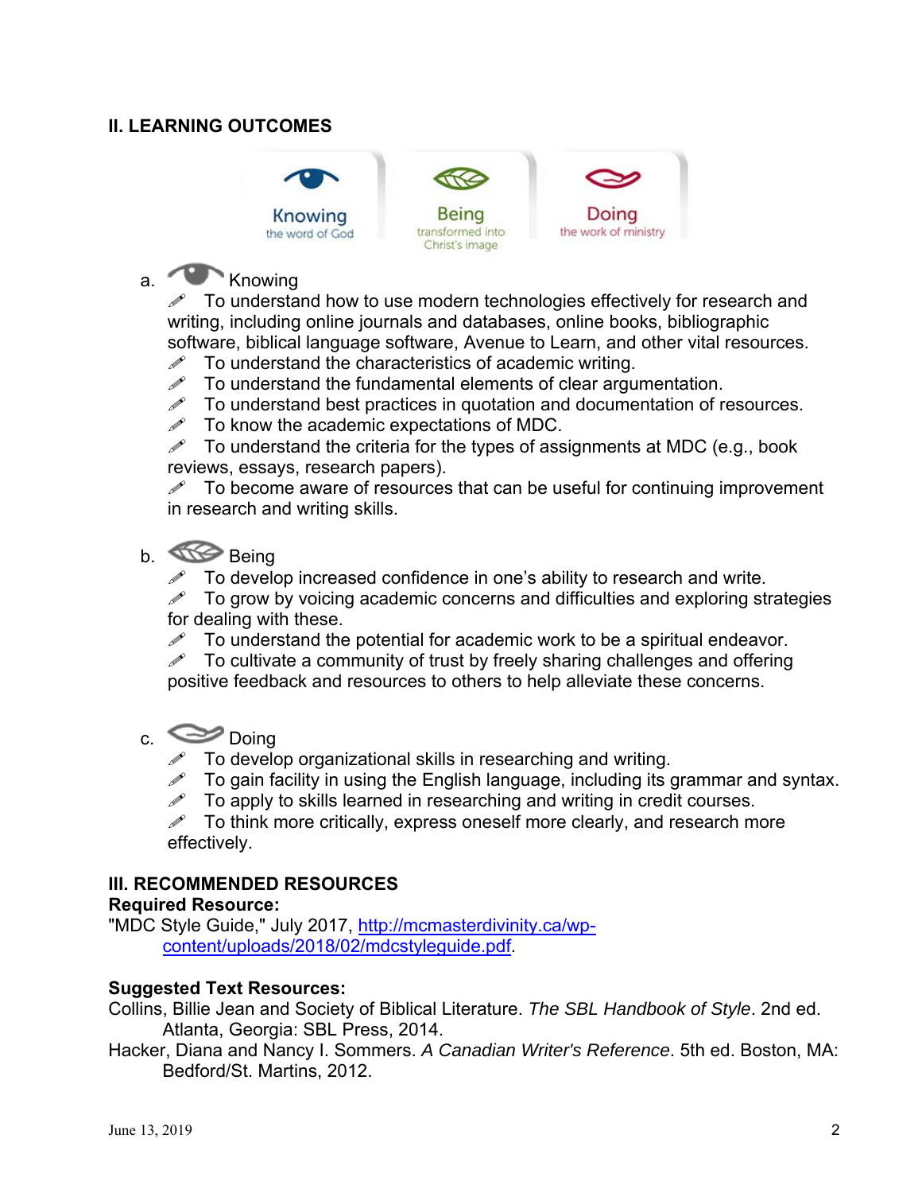## II. LEARNING OUTCOMES

Knowing the word of God | Being transformed into Christ's image | Doing the work of ministry

a. Knowing

- To understand how to use modern technologies effectively for research and writing, including online journals and databases, online books, bibliographic software, biblical language software, Avenue to Learn, and other vital resources.
- To understand the characteristics of academic writing.
- To understand the fundamental elements of clear argumentation.
- To understand best practices in quotation and documentation of resources.
- To know the academic expectations of MDC.
- To understand the criteria for the types of assignments at MDC (e.g., book reviews, essays, research papers).
- To become aware of resources that can be useful for continuing improvement in research and writing skills.

b. Being

- To develop increased confidence in one's ability to research and write.
- To grow by voicing academic concerns and difficulties and exploring strategies for dealing with these.
- To understand the potential for academic work to be a spiritual endeavor.
- To cultivate a community of trust by freely sharing challenges and offering positive feedback and resources to others to help alleviate these concerns.

c. Doing

- To develop organizational skills in researching and writing.
- To gain facility in using the English language, including its grammar and syntax.
- To apply to skills learned in researching and writing in credit courses.
- To think more critically, express oneself more clearly, and research more effectively.

## III. RECOMMENDED RESOURCES

**Required Resource:**

"MDC Style Guide," July 2017, http://mcmasterdivinity.ca/wp-content/uploads/2018/02/mdcstyleguide.pdf.

**Suggested Text Resources:**

Collins, Billie Jean and Society of Biblical Literature. *The SBL Handbook of Style*. 2nd ed. Atlanta, Georgia: SBL Press, 2014.

Hacker, Diana and Nancy I. Sommers. *A Canadian Writer's Reference*. 5th ed. Boston, MA: Bedford/St. Martins, 2012.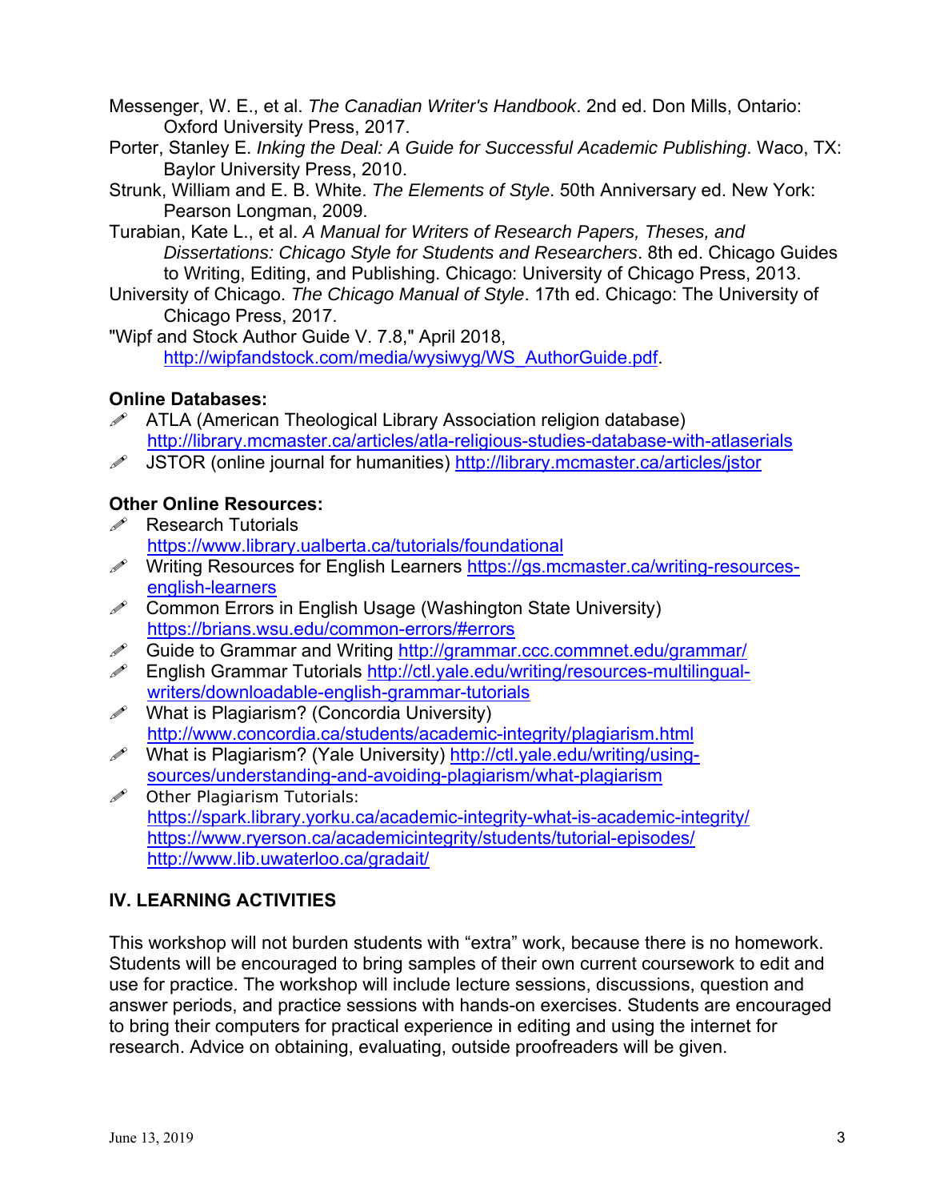Messenger, W. E., et al. *The Canadian Writer's Handbook*. 2nd ed. Don Mills, Ontario: Oxford University Press, 2017.

Porter, Stanley E. *Inking the Deal: A Guide for Successful Academic Publishing*. Waco, TX: Baylor University Press, 2010.

Strunk, William and E. B. White. *The Elements of Style*. 50th Anniversary ed. New York: Pearson Longman, 2009.

Turabian, Kate L., et al. *A Manual for Writers of Research Papers, Theses, and Dissertations: Chicago Style for Students and Researchers*. 8th ed. Chicago Guides to Writing, Editing, and Publishing. Chicago: University of Chicago Press, 2013.

University of Chicago. *The Chicago Manual of Style*. 17th ed. Chicago: The University of Chicago Press, 2017.

"Wipf and Stock Author Guide V. 7.8," April 2018, http://wipfandstock.com/media/wysiwyg/WS_AuthorGuide.pdf.

**Online Databases:**

- ATLA (American Theological Library Association religion database) http://library.mcmaster.ca/articles/atla-religious-studies-database-with-atlaserials
- JSTOR (online journal for humanities) http://library.mcmaster.ca/articles/jstor

**Other Online Resources:**

- Research Tutorials https://www.library.ualberta.ca/tutorials/foundational
- Writing Resources for English Learners https://gs.mcmaster.ca/writing-resources-english-learners
- Common Errors in English Usage (Washington State University) https://brians.wsu.edu/common-errors/#errors
- Guide to Grammar and Writing http://grammar.ccc.commnet.edu/grammar/
- English Grammar Tutorials http://ctl.yale.edu/writing/resources-multilingual-writers/downloadable-english-grammar-tutorials
- What is Plagiarism? (Concordia University) http://www.concordia.ca/students/academic-integrity/plagiarism.html
- What is Plagiarism? (Yale University) http://ctl.yale.edu/writing/using-sources/understanding-and-avoiding-plagiarism/what-plagiarism
- Other Plagiarism Tutorials:
  https://spark.library.yorku.ca/academic-integrity-what-is-academic-integrity/
  https://www.ryerson.ca/academicintegrity/students/tutorial-episodes/
  http://www.lib.uwaterloo.ca/gradait/

## IV. LEARNING ACTIVITIES

This workshop will not burden students with "extra" work, because there is no homework. Students will be encouraged to bring samples of their own current coursework to edit and use for practice. The workshop will include lecture sessions, discussions, question and answer periods, and practice sessions with hands-on exercises. Students are encouraged to bring their computers for practical experience in editing and using the internet for research. Advice on obtaining, evaluating, outside proofreaders will be given.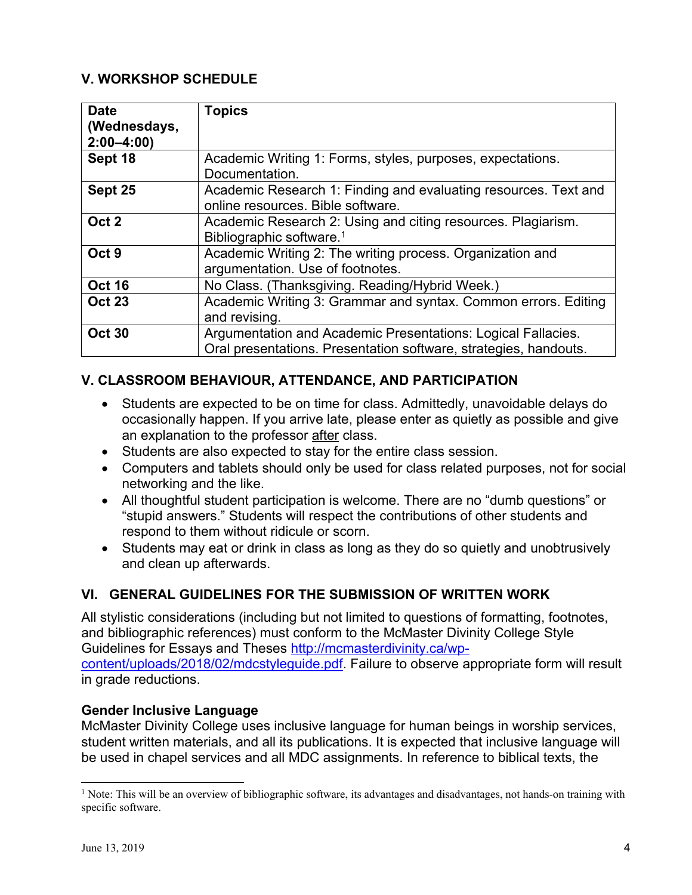## V. WORKSHOP SCHEDULE

| Date (Wednesdays, 2:00–4:00) | Topics |
|---|---|
| **Sept 18** | Academic Writing 1: Forms, styles, purposes, expectations. Documentation. |
| **Sept 25** | Academic Research 1: Finding and evaluating resources. Text and online resources. Bible software. |
| **Oct 2** | Academic Research 2: Using and citing resources. Plagiarism. Bibliographic software.[1] |
| **Oct 9** | Academic Writing 2: The writing process. Organization and argumentation. Use of footnotes. |
| **Oct 16** | No Class. (Thanksgiving. Reading/Hybrid Week.) |
| **Oct 23** | Academic Writing 3: Grammar and syntax. Common errors. Editing and revising. |
| **Oct 30** | Argumentation and Academic Presentations: Logical Fallacies. Oral presentations. Presentation software, strategies, handouts. |

## V. CLASSROOM BEHAVIOUR, ATTENDANCE, AND PARTICIPATION

- Students are expected to be on time for class. Admittedly, unavoidable delays do occasionally happen. If you arrive late, please enter as quietly as possible and give an explanation to the professor <u>after</u> class.
- Students are also expected to stay for the entire class session.
- Computers and tablets should only be used for class related purposes, not for social networking and the like.
- All thoughtful student participation is welcome. There are no "dumb questions" or "stupid answers." Students will respect the contributions of other students and respond to them without ridicule or scorn.
- Students may eat or drink in class as long as they do so quietly and unobtrusively and clean up afterwards.

## VI. GENERAL GUIDELINES FOR THE SUBMISSION OF WRITTEN WORK

All stylistic considerations (including but not limited to questions of formatting, footnotes, and bibliographic references) must conform to the McMaster Divinity College Style Guidelines for Essays and Theses http://mcmasterdivinity.ca/wp-content/uploads/2018/02/mdcstyleguide.pdf. Failure to observe appropriate form will result in grade reductions.

### Gender Inclusive Language

McMaster Divinity College uses inclusive language for human beings in worship services, student written materials, and all its publications. It is expected that inclusive language will be used in chapel services and all MDC assignments. In reference to biblical texts, the

---

[1] Note: This will be an overview of bibliographic software, its advantages and disadvantages, not hands-on training with specific software.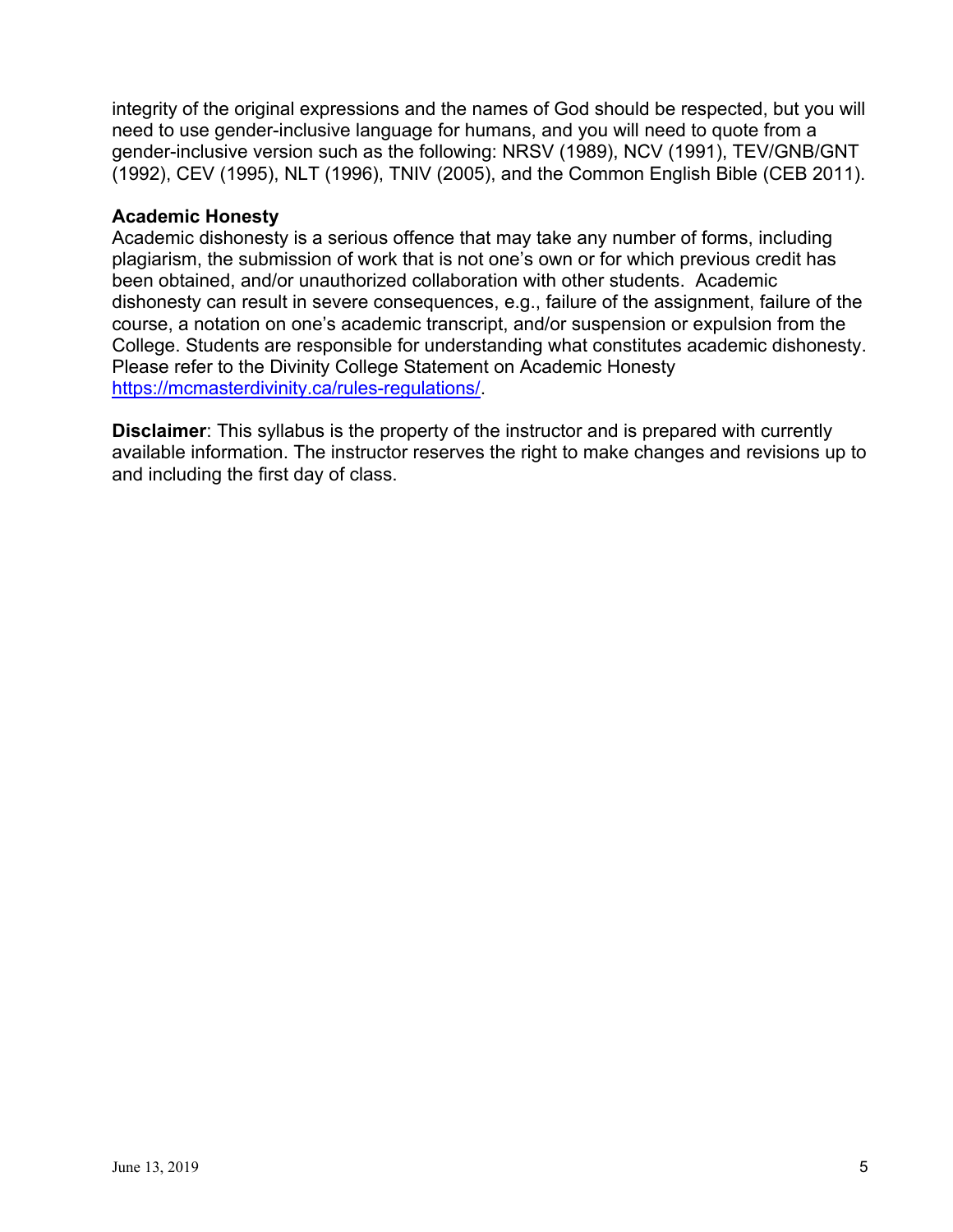integrity of the original expressions and the names of God should be respected, but you will need to use gender-inclusive language for humans, and you will need to quote from a gender-inclusive version such as the following: NRSV (1989), NCV (1991), TEV/GNB/GNT (1992), CEV (1995), NLT (1996), TNIV (2005), and the Common English Bible (CEB 2011).

**Academic Honesty**

Academic dishonesty is a serious offence that may take any number of forms, including plagiarism, the submission of work that is not one's own or for which previous credit has been obtained, and/or unauthorized collaboration with other students. Academic dishonesty can result in severe consequences, e.g., failure of the assignment, failure of the course, a notation on one's academic transcript, and/or suspension or expulsion from the College. Students are responsible for understanding what constitutes academic dishonesty. Please refer to the Divinity College Statement on Academic Honesty https://mcmasterdivinity.ca/rules-regulations/.

**Disclaimer**: This syllabus is the property of the instructor and is prepared with currently available information. The instructor reserves the right to make changes and revisions up to and including the first day of class.

June 13, 2019